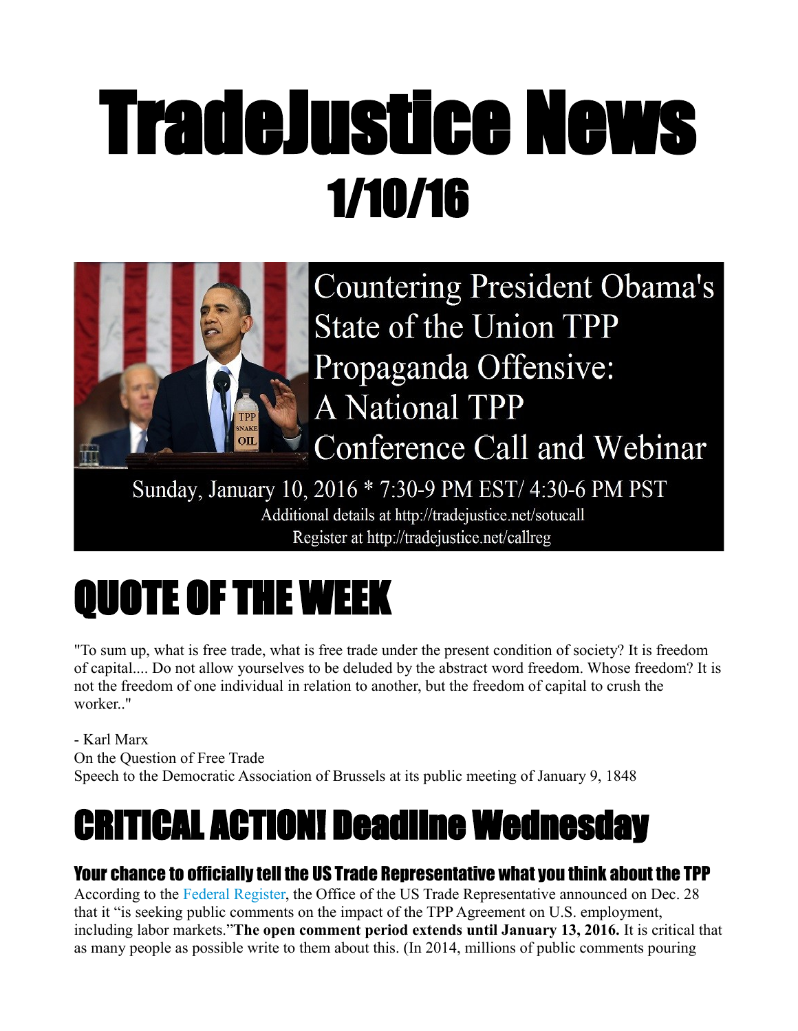# TradeJustice News
## 1/10/16

Countering President Obama's State of the Union TPP Propaganda Offensive: A National TPP Conference Call and Webinar

Sunday, January 10, 2016 * 7:30-9 PM EST/ 4:30-6 PM PST
Additional details at http://tradejustice.net/sotucall
Register at http://tradejustice.net/callreg

# QUOTE OF THE WEEK

"To sum up, what is free trade, what is free trade under the present condition of society? It is freedom of capital.... Do not allow yourselves to be deluded by the abstract word freedom. Whose freedom? It is not the freedom of one individual in relation to another, but the freedom of capital to crush the worker.."

- Karl Marx
On the Question of Free Trade
Speech to the Democratic Association of Brussels at its public meeting of January 9, 1848

# CRITICAL ACTION! Deadline Wednesday

### Your chance to officially tell the US Trade Representative what you think about the TPP

According to the Federal Register, the Office of the US Trade Representative announced on Dec. 28 that it "is seeking public comments on the impact of the TPP Agreement on U.S. employment, including labor markets."**The open comment period extends until January 13, 2016.** It is critical that as many people as possible write to them about this. (In 2014, millions of public comments pouring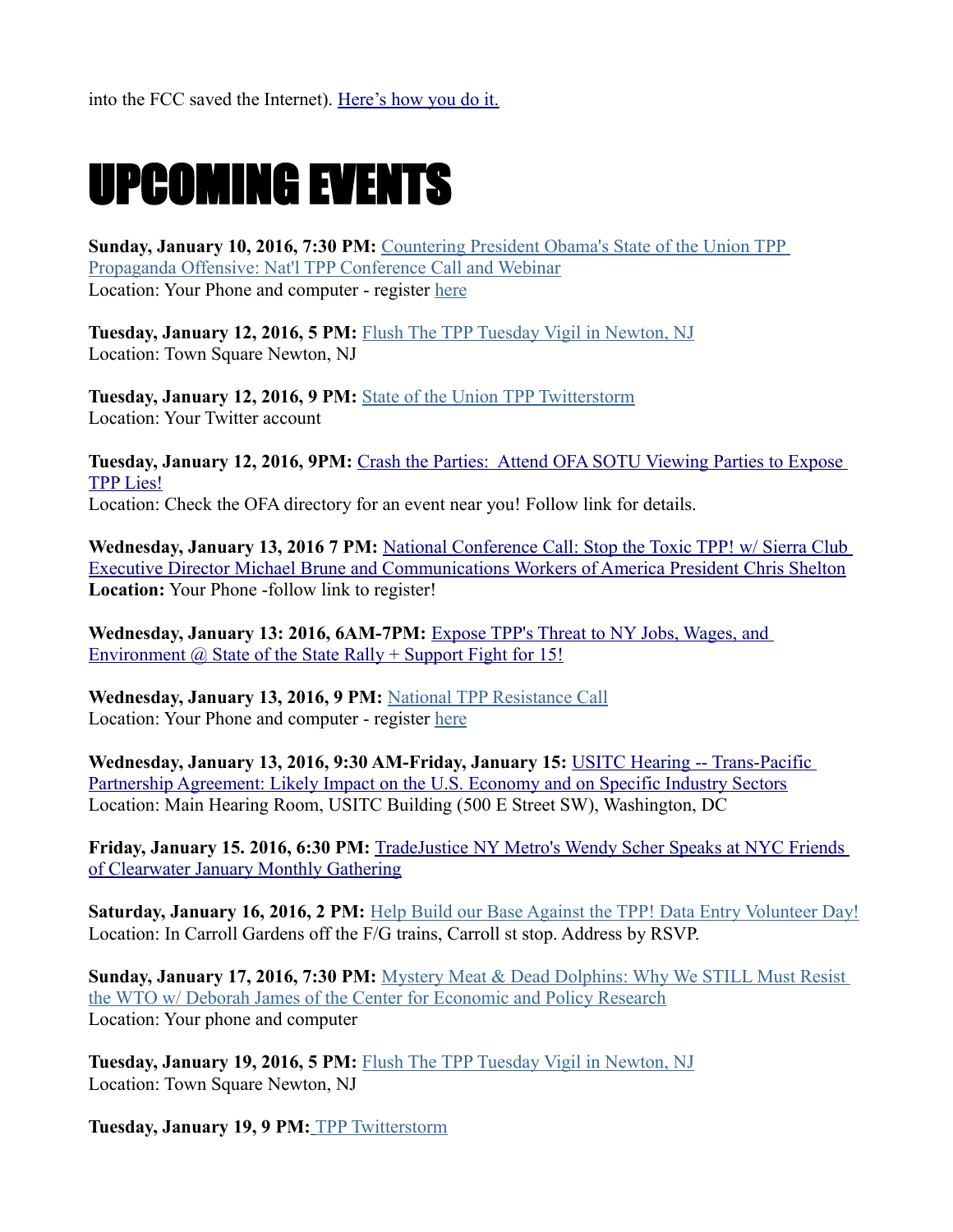into the FCC saved the Internet). Here's how you do it.

# UPCOMING EVENTS

**Sunday, January 10, 2016, 7:30 PM:** Countering President Obama's State of the Union TPP Propaganda Offensive: Nat'l TPP Conference Call and Webinar
Location: Your Phone and computer - register here

**Tuesday, January 12, 2016, 5 PM:** Flush The TPP Tuesday Vigil in Newton, NJ
Location: Town Square Newton, NJ

**Tuesday, January 12, 2016, 9 PM:** State of the Union TPP Twitterstorm
Location: Your Twitter account

**Tuesday, January 12, 2016, 9PM:** Crash the Parties: Attend OFA SOTU Viewing Parties to Expose TPP Lies!
Location: Check the OFA directory for an event near you! Follow link for details.

**Wednesday, January 13, 2016 7 PM:** National Conference Call: Stop the Toxic TPP! w/ Sierra Club Executive Director Michael Brune and Communications Workers of America President Chris Shelton
**Location:** Your Phone -follow link to register!

**Wednesday, January 13: 2016, 6AM-7PM:** Expose TPP's Threat to NY Jobs, Wages, and Environment @ State of the State Rally + Support Fight for 15!

**Wednesday, January 13, 2016, 9 PM:** National TPP Resistance Call
Location: Your Phone and computer - register here

**Wednesday, January 13, 2016, 9:30 AM-Friday, January 15:** USITC Hearing -- Trans-Pacific Partnership Agreement: Likely Impact on the U.S. Economy and on Specific Industry Sectors
Location: Main Hearing Room, USITC Building (500 E Street SW), Washington, DC

**Friday, January 15. 2016, 6:30 PM:** TradeJustice NY Metro's Wendy Scher Speaks at NYC Friends of Clearwater January Monthly Gathering

**Saturday, January 16, 2016, 2 PM:** Help Build our Base Against the TPP! Data Entry Volunteer Day!
Location: In Carroll Gardens off the F/G trains, Carroll st stop. Address by RSVP.

**Sunday, January 17, 2016, 7:30 PM:** Mystery Meat & Dead Dolphins: Why We STILL Must Resist the WTO w/ Deborah James of the Center for Economic and Policy Research
Location: Your phone and computer

**Tuesday, January 19, 2016, 5 PM:** Flush The TPP Tuesday Vigil in Newton, NJ
Location: Town Square Newton, NJ

**Tuesday, January 19, 9 PM:** TPP Twitterstorm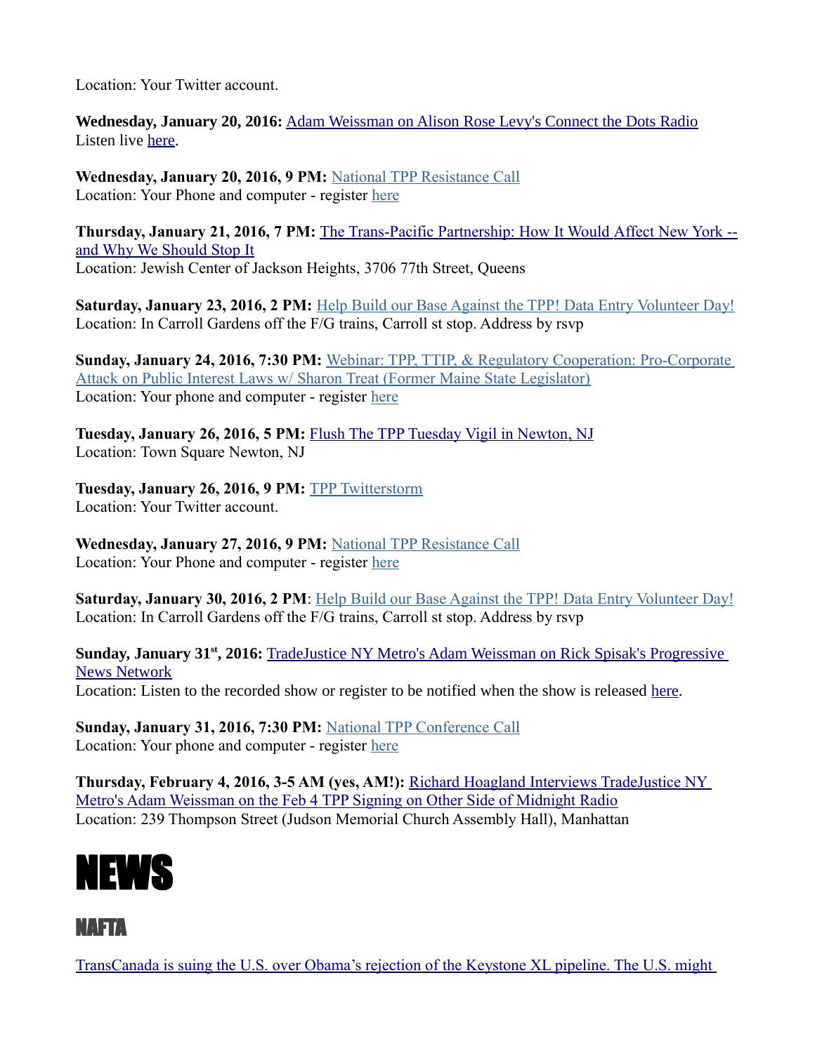Location: Your Twitter account.

**Wednesday, January 20, 2016:** Adam Weissman on Alison Rose Levy's Connect the Dots Radio
Listen live here.

**Wednesday, January 20, 2016, 9 PM:** National TPP Resistance Call
Location: Your Phone and computer - register here

**Thursday, January 21, 2016, 7 PM:** The Trans-Pacific Partnership: How It Would Affect New York -- and Why We Should Stop It
Location: Jewish Center of Jackson Heights, 3706 77th Street, Queens

**Saturday, January 23, 2016, 2 PM:** Help Build our Base Against the TPP! Data Entry Volunteer Day!
Location: In Carroll Gardens off the F/G trains, Carroll st stop. Address by rsvp

**Sunday, January 24, 2016, 7:30 PM:** Webinar: TPP, TTIP, & Regulatory Cooperation: Pro-Corporate Attack on Public Interest Laws w/ Sharon Treat (Former Maine State Legislator)
Location: Your phone and computer - register here

**Tuesday, January 26, 2016, 5 PM:** Flush The TPP Tuesday Vigil in Newton, NJ
Location: Town Square Newton, NJ

**Tuesday, January 26, 2016, 9 PM:** TPP Twitterstorm
Location: Your Twitter account.

**Wednesday, January 27, 2016, 9 PM:** National TPP Resistance Call
Location: Your Phone and computer - register here

**Saturday, January 30, 2016, 2 PM**: Help Build our Base Against the TPP! Data Entry Volunteer Day!
Location: In Carroll Gardens off the F/G trains, Carroll st stop. Address by rsvp

**Sunday, January 31st, 2016:** TradeJustice NY Metro's Adam Weissman on Rick Spisak's Progressive News Network
Location: Listen to the recorded show or register to be notified when the show is released here.

**Sunday, January 31, 2016, 7:30 PM:** National TPP Conference Call
Location: Your phone and computer - register here

**Thursday, February 4, 2016, 3-5 AM (yes, AM!):** Richard Hoagland Interviews TradeJustice NY Metro's Adam Weissman on the Feb 4 TPP Signing on Other Side of Midnight Radio
Location: 239 Thompson Street (Judson Memorial Church Assembly Hall), Manhattan

# NEWS

## NAFTA

TransCanada is suing the U.S. over Obama's rejection of the Keystone XL pipeline. The U.S. might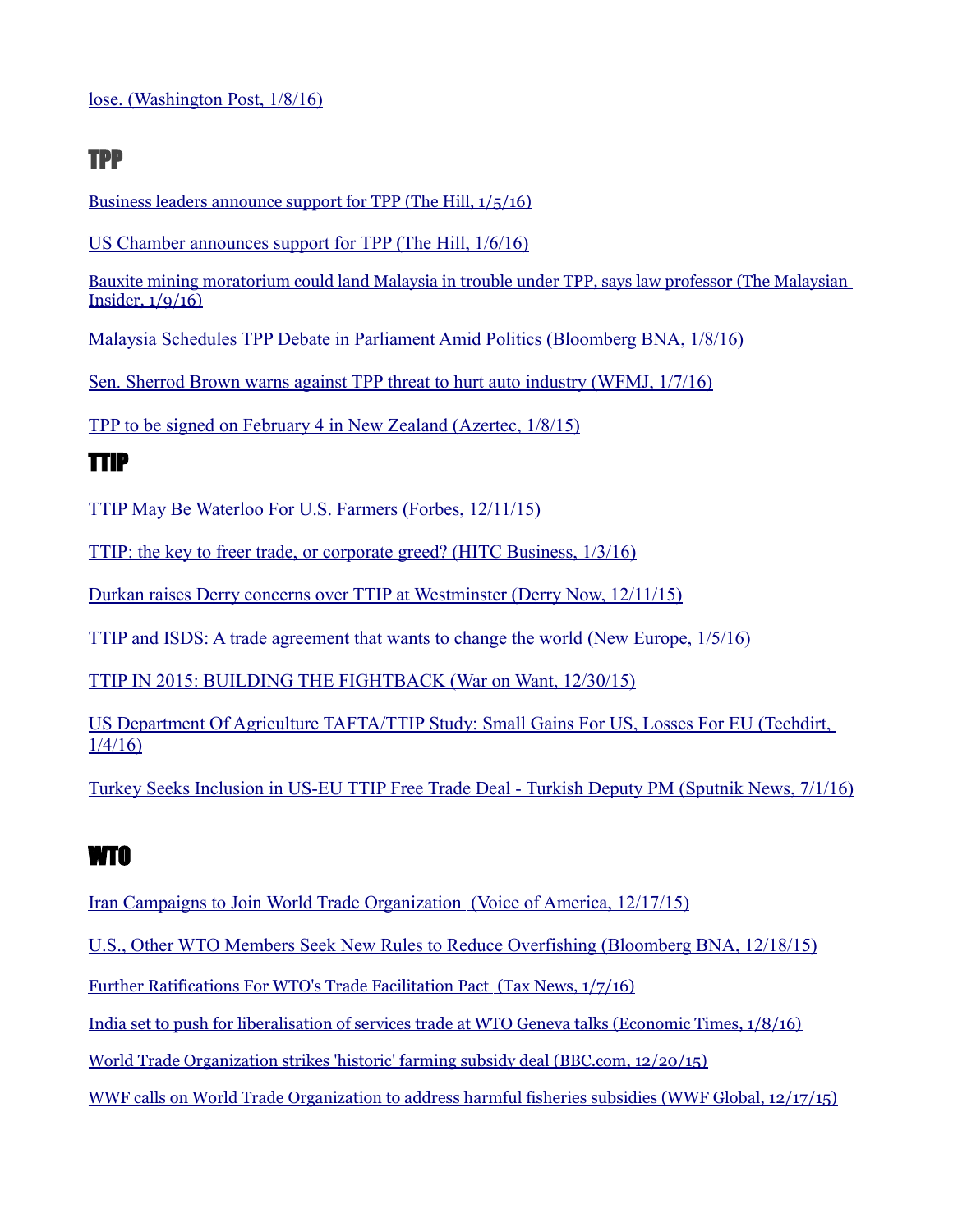lose. (Washington Post, 1/8/16)

## TPP

Business leaders announce support for TPP (The Hill, 1/5/16)

US Chamber announces support for TPP (The Hill, 1/6/16)

Bauxite mining moratorium could land Malaysia in trouble under TPP, says law professor (The Malaysian Insider, 1/9/16)

Malaysia Schedules TPP Debate in Parliament Amid Politics (Bloomberg BNA, 1/8/16)

Sen. Sherrod Brown warns against TPP threat to hurt auto industry (WFMJ, 1/7/16)

TPP to be signed on February 4 in New Zealand (Azertec, 1/8/15)

## TTIP

TTIP May Be Waterloo For U.S. Farmers (Forbes, 12/11/15)

TTIP: the key to freer trade, or corporate greed? (HITC Business, 1/3/16)

Durkan raises Derry concerns over TTIP at Westminster (Derry Now, 12/11/15)

TTIP and ISDS: A trade agreement that wants to change the world (New Europe, 1/5/16)

TTIP IN 2015: BUILDING THE FIGHTBACK (War on Want, 12/30/15)

US Department Of Agriculture TAFTA/TTIP Study: Small Gains For US, Losses For EU (Techdirt, 1/4/16)

Turkey Seeks Inclusion in US-EU TTIP Free Trade Deal - Turkish Deputy PM (Sputnik News, 7/1/16)

## WTO

Iran Campaigns to Join World Trade Organization (Voice of America, 12/17/15)

U.S., Other WTO Members Seek New Rules to Reduce Overfishing (Bloomberg BNA, 12/18/15)

Further Ratifications For WTO's Trade Facilitation Pact (Tax News, 1/7/16)

India set to push for liberalisation of services trade at WTO Geneva talks (Economic Times, 1/8/16)

World Trade Organization strikes 'historic' farming subsidy deal (BBC.com, 12/20/15)

WWF calls on World Trade Organization to address harmful fisheries subsidies (WWF Global, 12/17/15)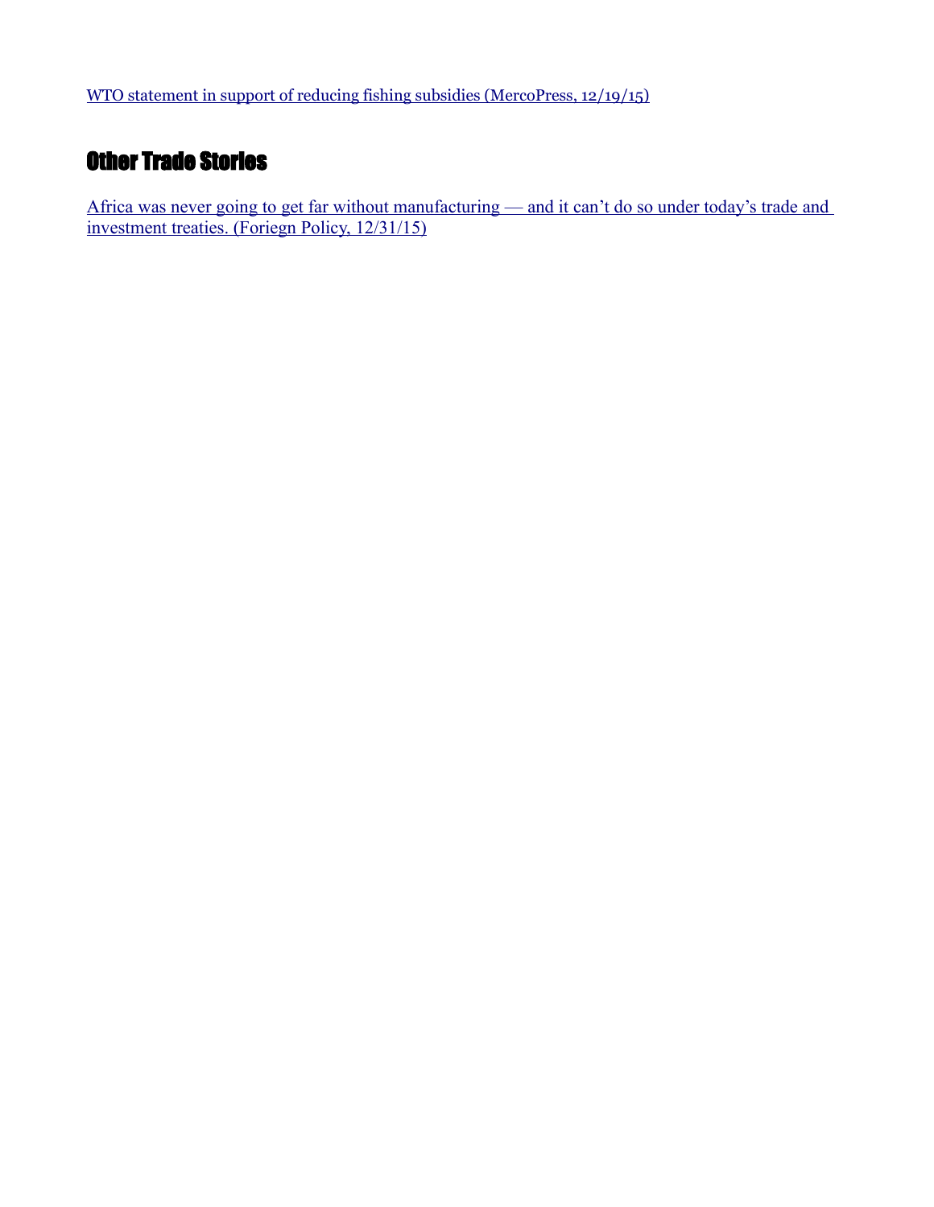WTO statement in support of reducing fishing subsidies (MercoPress, 12/19/15)

## Other Trade Stories

Africa was never going to get far without manufacturing — and it can't do so under today's trade and investment treaties. (Foriegn Policy, 12/31/15)